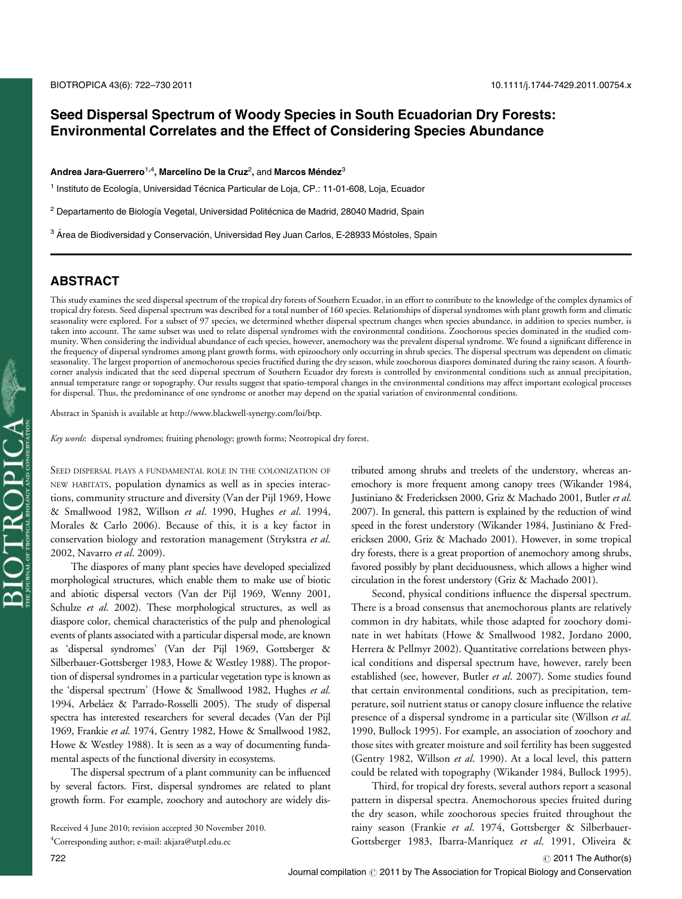# Seed Dispersal Spectrum of Woody Species in South Ecuadorian Dry Forests: Environmental Correlates and the Effect of Considering Species Abundance

**Andrea Jara-Guerrero[1,4], Marcelino De la Cruz[2], and Marcos Méndez[3]**

[1] Instituto de Ecología, Universidad Técnica Particular de Loja, CP.: 11-01-608, Loja, Ecuador

[2] Departamento de Biología Vegetal, Universidad Politécnica de Madrid, 28040 Madrid, Spain

[3] Área de Biodiversidad y Conservación, Universidad Rey Juan Carlos, E-28933 Móstoles, Spain

## ABSTRACT

This study examines the seed dispersal spectrum of the tropical dry forests of Southern Ecuador, in an effort to contribute to the knowledge of the complex dynamics of tropical dry forests. Seed dispersal spectrum was described for a total number of 160 species. Relationships of dispersal syndromes with plant growth form and climatic seasonality were explored. For a subset of 97 species, we determined whether dispersal spectrum changes when species abundance, in addition to species number, is taken into account. The same subset was used to relate dispersal syndromes with the environmental conditions. Zoochorous species dominated in the studied community. When considering the individual abundance of each species, however, anemochory was the prevalent dispersal syndrome. We found a significant difference in the frequency of dispersal syndromes among plant growth forms, with epizoochory only occurring in shrub species. The dispersal spectrum was dependent on climatic seasonality. The largest proportion of anemochorous species fructified during the dry season, while zoochorous diaspores dominated during the rainy season. A fourth-corner analysis indicated that the seed dispersal spectrum of Southern Ecuador dry forests is controlled by environmental conditions such as annual precipitation, annual temperature range or topography. Our results suggest that spatio-temporal changes in the environmental conditions may affect important ecological processes for dispersal. Thus, the predominance of one syndrome or another may depend on the spatial variation of environmental conditions.

Abstract in Spanish is available at http://www.blackwell-synergy.com/loi/btp.

*Key words*: dispersal syndromes; fruiting phenology; growth forms; Neotropical dry forest.

SEED DISPERSAL PLAYS A FUNDAMENTAL ROLE IN THE COLONIZATION OF NEW HABITATS, population dynamics as well as in species interactions, community structure and diversity (Van der Pijl 1969, Howe & Smallwood 1982, Willson *et al*. 1990, Hughes *et al*. 1994, Morales & Carlo 2006). Because of this, it is a key factor in conservation biology and restoration management (Strykstra *et al*. 2002, Navarro *et al*. 2009).

The diaspores of many plant species have developed specialized morphological structures, which enable them to make use of biotic and abiotic dispersal vectors (Van der Pijl 1969, Wenny 2001, Schulze *et al*. 2002). These morphological structures, as well as diaspore color, chemical characteristics of the pulp and phenological events of plants associated with a particular dispersal mode, are known as 'dispersal syndromes' (Van der Pijl 1969, Gottsberger & Silberbauer-Gottsberger 1983, Howe & Westley 1988). The proportion of dispersal syndromes in a particular vegetation type is known as the 'dispersal spectrum' (Howe & Smallwood 1982, Hughes *et al*. 1994, Arbeláez & Parrado-Rosselli 2005). The study of dispersal spectra has interested researchers for several decades (Van der Pijl 1969, Frankie *et al*. 1974, Gentry 1982, Howe & Smallwood 1982, Howe & Westley 1988). It is seen as a way of documenting fundamental aspects of the functional diversity in ecosystems.

The dispersal spectrum of a plant community can be influenced by several factors. First, dispersal syndromes are related to plant growth form. For example, zoochory and autochory are widely distributed among shrubs and treelets of the understory, whereas anemochory is more frequent among canopy trees (Wikander 1984, Justiniano & Fredericksen 2000, Griz & Machado 2001, Butler *et al*. 2007). In general, this pattern is explained by the reduction of wind speed in the forest understory (Wikander 1984, Justiniano & Fredericksen 2000, Griz & Machado 2001). However, in some tropical dry forests, there is a great proportion of anemochory among shrubs, favored possibly by plant deciduousness, which allows a higher wind circulation in the forest understory (Griz & Machado 2001).

Second, physical conditions influence the dispersal spectrum. There is a broad consensus that anemochorous plants are relatively common in dry habitats, while those adapted for zoochory dominate in wet habitats (Howe & Smallwood 1982, Jordano 2000, Herrera & Pellmyr 2002). Quantitative correlations between physical conditions and dispersal spectrum have, however, rarely been established (see, however, Butler *et al*. 2007). Some studies found that certain environmental conditions, such as precipitation, temperature, soil nutrient status or canopy closure influence the relative presence of a dispersal syndrome in a particular site (Willson *et al*. 1990, Bullock 1995). For example, an association of zoochory and those sites with greater moisture and soil fertility has been suggested (Gentry 1982, Willson *et al*. 1990). At a local level, this pattern could be related with topography (Wikander 1984, Bullock 1995).

Third, for tropical dry forests, several authors report a seasonal pattern in dispersal spectra. Anemochorous species fruited during the dry season, while zoochorous species fruited throughout the rainy season (Frankie *et al*. 1974, Gottsberger & Silberbauer-Gottsberger 1983, Ibarra-Manríquez *et al*. 1991, Oliveira &

Received 4 June 2010; revision accepted 30 November 2010.

[4]Corresponding author; e-mail: akjara@utpl.edu.ec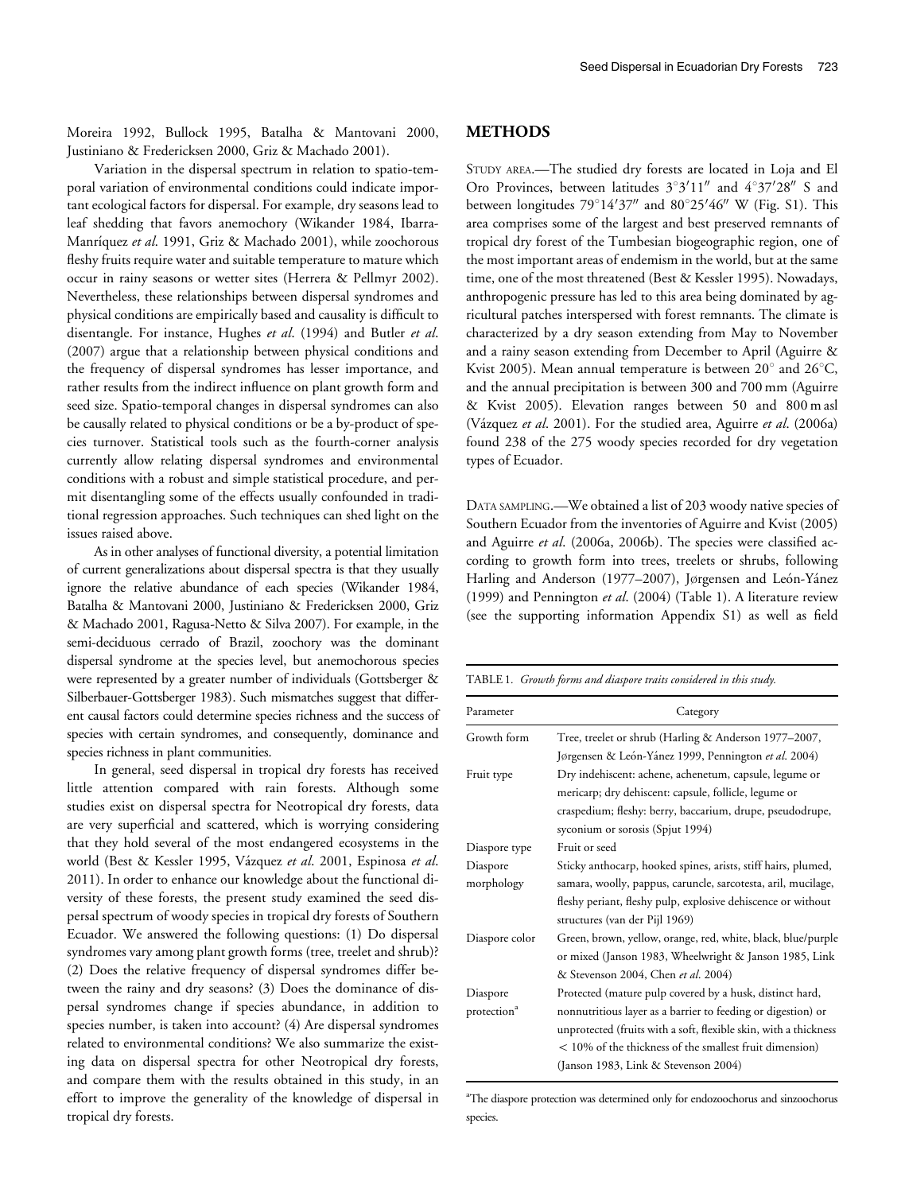Moreira 1992, Bullock 1995, Batalha & Mantovani 2000, Justiniano & Fredericksen 2000, Griz & Machado 2001).

Variation in the dispersal spectrum in relation to spatio-temporal variation of environmental conditions could indicate important ecological factors for dispersal. For example, dry seasons lead to leaf shedding that favors anemochory (Wikander 1984, Ibarra-Manríquez *et al.* 1991, Griz & Machado 2001), while zoochorous fleshy fruits require water and suitable temperature to mature which occur in rainy seasons or wetter sites (Herrera & Pellmyr 2002). Nevertheless, these relationships between dispersal syndromes and physical conditions are empirically based and causality is difficult to disentangle. For instance, Hughes *et al.* (1994) and Butler *et al.* (2007) argue that a relationship between physical conditions and the frequency of dispersal syndromes has lesser importance, and rather results from the indirect influence on plant growth form and seed size. Spatio-temporal changes in dispersal syndromes can also be causally related to physical conditions or be a by-product of species turnover. Statistical tools such as the fourth-corner analysis currently allow relating dispersal syndromes and environmental conditions with a robust and simple statistical procedure, and permit disentangling some of the effects usually confounded in traditional regression approaches. Such techniques can shed light on the issues raised above.

As in other analyses of functional diversity, a potential limitation of current generalizations about dispersal spectra is that they usually ignore the relative abundance of each species (Wikander 1984, Batalha & Mantovani 2000, Justiniano & Fredericksen 2000, Griz & Machado 2001, Ragusa-Netto & Silva 2007). For example, in the semi-deciduous cerrado of Brazil, zoochory was the dominant dispersal syndrome at the species level, but anemochorous species were represented by a greater number of individuals (Gottsberger & Silberbauer-Gottsberger 1983). Such mismatches suggest that different causal factors could determine species richness and the success of species with certain syndromes, and consequently, dominance and species richness in plant communities.

In general, seed dispersal in tropical dry forests has received little attention compared with rain forests. Although some studies exist on dispersal spectra for Neotropical dry forests, data are very superficial and scattered, which is worrying considering that they hold several of the most endangered ecosystems in the world (Best & Kessler 1995, Vázquez *et al.* 2001, Espinosa *et al.* 2011). In order to enhance our knowledge about the functional diversity of these forests, the present study examined the seed dispersal spectrum of woody species in tropical dry forests of Southern Ecuador. We answered the following questions: (1) Do dispersal syndromes vary among plant growth forms (tree, treelet and shrub)? (2) Does the relative frequency of dispersal syndromes differ between the rainy and dry seasons? (3) Does the dominance of dispersal syndromes change if species abundance, in addition to species number, is taken into account? (4) Are dispersal syndromes related to environmental conditions? We also summarize the existing data on dispersal spectra for other Neotropical dry forests, and compare them with the results obtained in this study, in an effort to improve the generality of the knowledge of dispersal in tropical dry forests.

## METHODS

STUDY AREA.—The studied dry forests are located in Loja and El Oro Provinces, between latitudes 3°3′11″ and 4°37′28″ S and between longitudes 79°14′37″ and 80°25′46″ W (Fig. S1). This area comprises some of the largest and best preserved remnants of tropical dry forest of the Tumbesian biogeographic region, one of the most important areas of endemism in the world, but at the same time, one of the most threatened (Best & Kessler 1995). Nowadays, anthropogenic pressure has led to this area being dominated by agricultural patches interspersed with forest remnants. The climate is characterized by a dry season extending from May to November and a rainy season extending from December to April (Aguirre & Kvist 2005). Mean annual temperature is between 20° and 26°C, and the annual precipitation is between 300 and 700 mm (Aguirre & Kvist 2005). Elevation ranges between 50 and 800 m asl (Vázquez *et al.* 2001). For the studied area, Aguirre *et al.* (2006a) found 238 of the 275 woody species recorded for dry vegetation types of Ecuador.

DATA SAMPLING.—We obtained a list of 203 woody native species of Southern Ecuador from the inventories of Aguirre and Kvist (2005) and Aguirre *et al.* (2006a, 2006b). The species were classified according to growth form into trees, treelets or shrubs, following Harling and Anderson (1977–2007), Jørgensen and León-Yánez (1999) and Pennington *et al.* (2004) (Table 1). A literature review (see the supporting information Appendix S1) as well as field

TABLE 1. *Growth forms and diaspore traits considered in this study.*

| Parameter | Category |
|---|---|
| Growth form | Tree, treelet or shrub (Harling & Anderson 1977–2007, Jørgensen & León-Yánez 1999, Pennington *et al.* 2004) |
| Fruit type | Dry indehiscent: achene, achenetum, capsule, legume or mericarp; dry dehiscent: capsule, follicle, legume or craspedium; fleshy: berry, baccarium, drupe, pseudodrupe, syconium or sorosis (Spjut 1994) |
| Diaspore type | Fruit or seed |
| Diaspore morphology | Sticky anthocarp, hooked spines, arists, stiff hairs, plumed, samara, woolly, pappus, caruncle, sarcotesta, aril, mucilage, fleshy periant, fleshy pulp, explosive dehiscence or without structures (van der Pijl 1969) |
| Diaspore color | Green, brown, yellow, orange, red, white, black, blue/purple or mixed (Janson 1983, Wheelwright & Janson 1985, Link & Stevenson 2004, Chen *et al.* 2004) |
| Diaspore protection[a] | Protected (mature pulp covered by a husk, distinct hard, nonnutritious layer as a barrier to feeding or digestion) or unprotected (fruits with a soft, flexible skin, with a thickness < 10% of the thickness of the smallest fruit dimension) (Janson 1983, Link & Stevenson 2004) |

[a]The diaspore protection was determined only for endozoochorus and sinzoochorus species.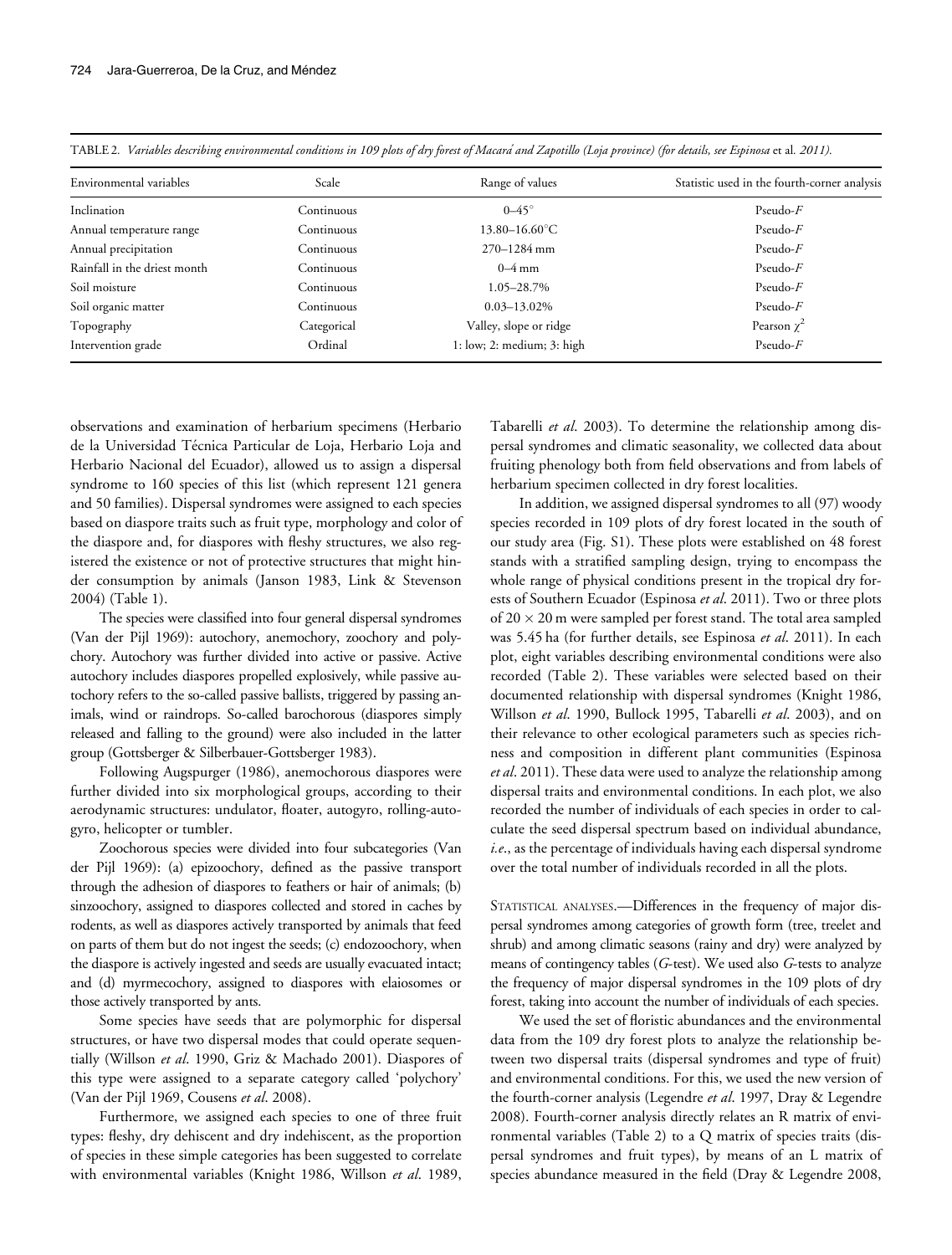TABLE 2. *Variables describing environmental conditions in 109 plots of dry forest of Macará and Zapotillo (Loja province) (for details, see Espinosa* et al. *2011).*

| Environmental variables | Scale | Range of values | Statistic used in the fourth-corner analysis |
|---|---|---|---|
| Inclination | Continuous | 0–45° | Pseudo-*F* |
| Annual temperature range | Continuous | 13.80–16.60°C | Pseudo-*F* |
| Annual precipitation | Continuous | 270–1284 mm | Pseudo-*F* |
| Rainfall in the driest month | Continuous | 0–4 mm | Pseudo-*F* |
| Soil moisture | Continuous | 1.05–28.7% | Pseudo-*F* |
| Soil organic matter | Continuous | 0.03–13.02% | Pseudo-*F* |
| Topography | Categorical | Valley, slope or ridge | Pearson $\chi^2$ |
| Intervention grade | Ordinal | 1: low; 2: medium; 3: high | Pseudo-*F* |

observations and examination of herbarium specimens (Herbario de la Universidad Técnica Particular de Loja, Herbario Loja and Herbario Nacional del Ecuador), allowed us to assign a dispersal syndrome to 160 species of this list (which represent 121 genera and 50 families). Dispersal syndromes were assigned to each species based on diaspore traits such as fruit type, morphology and color of the diaspore and, for diaspores with fleshy structures, we also registered the existence or not of protective structures that might hinder consumption by animals (Janson 1983, Link & Stevenson 2004) (Table 1).

The species were classified into four general dispersal syndromes (Van der Pijl 1969): autochory, anemochory, zoochory and polychory. Autochory was further divided into active or passive. Active autochory includes diaspores propelled explosively, while passive autochory refers to the so-called passive ballists, triggered by passing animals, wind or raindrops. So-called barochorous (diaspores simply released and falling to the ground) were also included in the latter group (Gottsberger & Silberbauer-Gottsberger 1983).

Following Augspurger (1986), anemochorous diaspores were further divided into six morphological groups, according to their aerodynamic structures: undulator, floater, autogyro, rolling-autogyro, helicopter or tumbler.

Zoochorous species were divided into four subcategories (Van der Pijl 1969): (a) epizoochory, defined as the passive transport through the adhesion of diaspores to feathers or hair of animals; (b) sinzoochory, assigned to diaspores collected and stored in caches by rodents, as well as diaspores actively transported by animals that feed on parts of them but do not ingest the seeds; (c) endozoochory, when the diaspore is actively ingested and seeds are usually evacuated intact; and (d) myrmecochory, assigned to diaspores with elaiosomes or those actively transported by ants.

Some species have seeds that are polymorphic for dispersal structures, or have two dispersal modes that could operate sequentially (Willson *et al*. 1990, Griz & Machado 2001). Diaspores of this type were assigned to a separate category called 'polychory' (Van der Pijl 1969, Cousens *et al*. 2008).

Furthermore, we assigned each species to one of three fruit types: fleshy, dry dehiscent and dry indehiscent, as the proportion of species in these simple categories has been suggested to correlate with environmental variables (Knight 1986, Willson *et al*. 1989, Tabarelli *et al*. 2003). To determine the relationship among dispersal syndromes and climatic seasonality, we collected data about fruiting phenology both from field observations and from labels of herbarium specimen collected in dry forest localities.

In addition, we assigned dispersal syndromes to all (97) woody species recorded in 109 plots of dry forest located in the south of our study area (Fig. S1). These plots were established on 48 forest stands with a stratified sampling design, trying to encompass the whole range of physical conditions present in the tropical dry forests of Southern Ecuador (Espinosa *et al*. 2011). Two or three plots of 20 × 20 m were sampled per forest stand. The total area sampled was 5.45 ha (for further details, see Espinosa *et al*. 2011). In each plot, eight variables describing environmental conditions were also recorded (Table 2). These variables were selected based on their documented relationship with dispersal syndromes (Knight 1986, Willson *et al*. 1990, Bullock 1995, Tabarelli *et al*. 2003), and on their relevance to other ecological parameters such as species richness and composition in different plant communities (Espinosa *et al*. 2011). These data were used to analyze the relationship among dispersal traits and environmental conditions. In each plot, we also recorded the number of individuals of each species in order to calculate the seed dispersal spectrum based on individual abundance, *i.e.*, as the percentage of individuals having each dispersal syndrome over the total number of individuals recorded in all the plots.

STATISTICAL ANALYSES.—Differences in the frequency of major dispersal syndromes among categories of growth form (tree, treelet and shrub) and among climatic seasons (rainy and dry) were analyzed by means of contingency tables (*G*-test). We used also *G*-tests to analyze the frequency of major dispersal syndromes in the 109 plots of dry forest, taking into account the number of individuals of each species.

We used the set of floristic abundances and the environmental data from the 109 dry forest plots to analyze the relationship between two dispersal traits (dispersal syndromes and type of fruit) and environmental conditions. For this, we used the new version of the fourth-corner analysis (Legendre *et al*. 1997, Dray & Legendre 2008). Fourth-corner analysis directly relates an R matrix of environmental variables (Table 2) to a Q matrix of species traits (dispersal syndromes and fruit types), by means of an L matrix of species abundance measured in the field (Dray & Legendre 2008,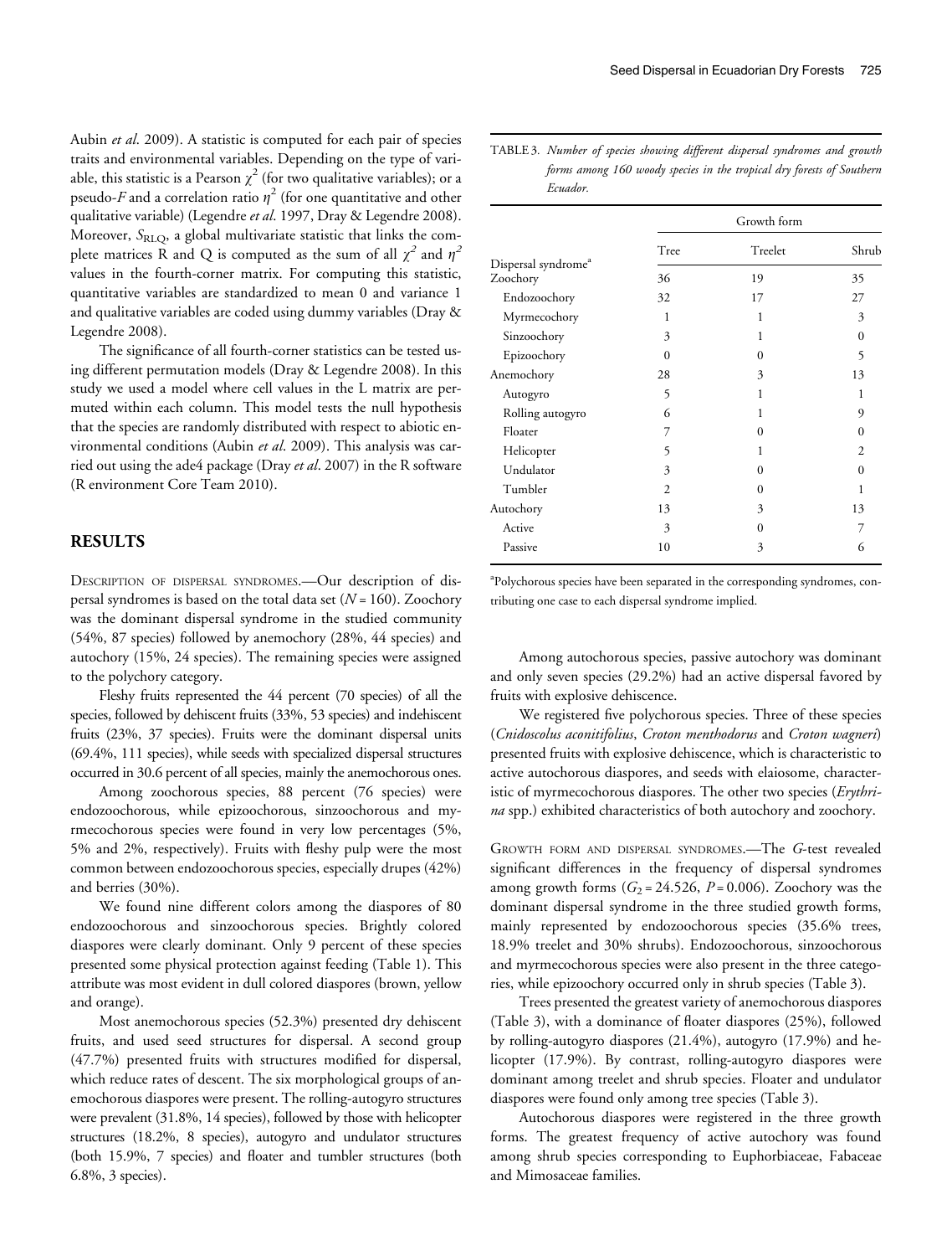Aubin *et al.* 2009). A statistic is computed for each pair of species traits and environmental variables. Depending on the type of variable, this statistic is a Pearson $\chi^2$ (for two qualitative variables); or a pseudo-$F$ and a correlation ratio $\eta^2$ (for one quantitative and other qualitative variable) (Legendre *et al.* 1997, Dray & Legendre 2008). Moreover, $S_{RLQ}$, a global multivariate statistic that links the complete matrices R and Q is computed as the sum of all $\chi^2$ and $\eta^2$ values in the fourth-corner matrix. For computing this statistic, quantitative variables are standardized to mean 0 and variance 1 and qualitative variables are coded using dummy variables (Dray & Legendre 2008).

The significance of all fourth-corner statistics can be tested using different permutation models (Dray & Legendre 2008). In this study we used a model where cell values in the L matrix are permuted within each column. This model tests the null hypothesis that the species are randomly distributed with respect to abiotic environmental conditions (Aubin *et al.* 2009). This analysis was carried out using the ade4 package (Dray *et al.* 2007) in the R software (R environment Core Team 2010).

## RESULTS

DESCRIPTION OF DISPERSAL SYNDROMES.—Our description of dispersal syndromes is based on the total data set ($N = 160$). Zoochory was the dominant dispersal syndrome in the studied community (54%, 87 species) followed by anemochory (28%, 44 species) and autochory (15%, 24 species). The remaining species were assigned to the polychory category.

Fleshy fruits represented the 44 percent (70 species) of all the species, followed by dehiscent fruits (33%, 53 species) and indehiscent fruits (23%, 37 species). Fruits were the dominant dispersal units (69.4%, 111 species), while seeds with specialized dispersal structures occurred in 30.6 percent of all species, mainly the anemochorous ones.

Among zoochorous species, 88 percent (76 species) were endozoochorous, while epizoochorous, sinzoochorous and myrmecochorous species were found in very low percentages (5%, 5% and 2%, respectively). Fruits with fleshy pulp were the most common between endozoochorous species, especially drupes (42%) and berries (30%).

We found nine different colors among the diaspores of 80 endozoochorous and sinzoochorous species. Brightly colored diaspores were clearly dominant. Only 9 percent of these species presented some physical protection against feeding (Table 1). This attribute was most evident in dull colored diaspores (brown, yellow and orange).

Most anemochorous species (52.3%) presented dry dehiscent fruits, and used seed structures for dispersal. A second group (47.7%) presented fruits with structures modified for dispersal, which reduce rates of descent. The six morphological groups of anemochorous diaspores were present. The rolling-autogyro structures were prevalent (31.8%, 14 species), followed by those with helicopter structures (18.2%, 8 species), autogyro and undulator structures (both 15.9%, 7 species) and floater and tumbler structures (both 6.8%, 3 species).

TABLE 3. *Number of species showing different dispersal syndromes and growth forms among 160 woody species in the tropical dry forests of Southern Ecuador.*

| | Growth form | | |
|---|---|---|---|
| Dispersal syndrome[a] | Tree | Treelet | Shrub |
| Zoochory | 36 | 19 | 35 |
| Endozoochory | 32 | 17 | 27 |
| Myrmecochory | 1 | 1 | 3 |
| Sinzoochory | 3 | 1 | 0 |
| Epizoochory | 0 | 0 | 5 |
| Anemochory | 28 | 3 | 13 |
| Autogyro | 5 | 1 | 1 |
| Rolling autogyro | 6 | 1 | 9 |
| Floater | 7 | 0 | 0 |
| Helicopter | 5 | 1 | 2 |
| Undulator | 3 | 0 | 0 |
| Tumbler | 2 | 0 | 1 |
| Autochory | 13 | 3 | 13 |
| Active | 3 | 0 | 7 |
| Passive | 10 | 3 | 6 |

[a]Polychorous species have been separated in the corresponding syndromes, contributing one case to each dispersal syndrome implied.

Among autochorous species, passive autochory was dominant and only seven species (29.2%) had an active dispersal favored by fruits with explosive dehiscence.

We registered five polychorous species. Three of these species (*Cnidoscolus aconitifolius*, *Croton menthodorus* and *Croton wagneri*) presented fruits with explosive dehiscence, which is characteristic to active autochorous diaspores, and seeds with elaiosome, characteristic of myrmecochorous diaspores. The other two species (*Erythrina* spp.) exhibited characteristics of both autochory and zoochory.

GROWTH FORM AND DISPERSAL SYNDROMES.—The *G*-test revealed significant differences in the frequency of dispersal syndromes among growth forms ($G_2 = 24.526$, $P = 0.006$). Zoochory was the dominant dispersal syndrome in the three studied growth forms, mainly represented by endozoochorous species (35.6% trees, 18.9% treelet and 30% shrubs). Endozoochorous, sinzoochorous and myrmecochorous species were also present in the three categories, while epizoochory occurred only in shrub species (Table 3).

Trees presented the greatest variety of anemochorous diaspores (Table 3), with a dominance of floater diaspores (25%), followed by rolling-autogyro diaspores (21.4%), autogyro (17.9%) and helicopter (17.9%). By contrast, rolling-autogyro diaspores were dominant among treelet and shrub species. Floater and undulator diaspores were found only among tree species (Table 3).

Autochorous diaspores were registered in the three growth forms. The greatest frequency of active autochory was found among shrub species corresponding to Euphorbiaceae, Fabaceae and Mimosaceae families.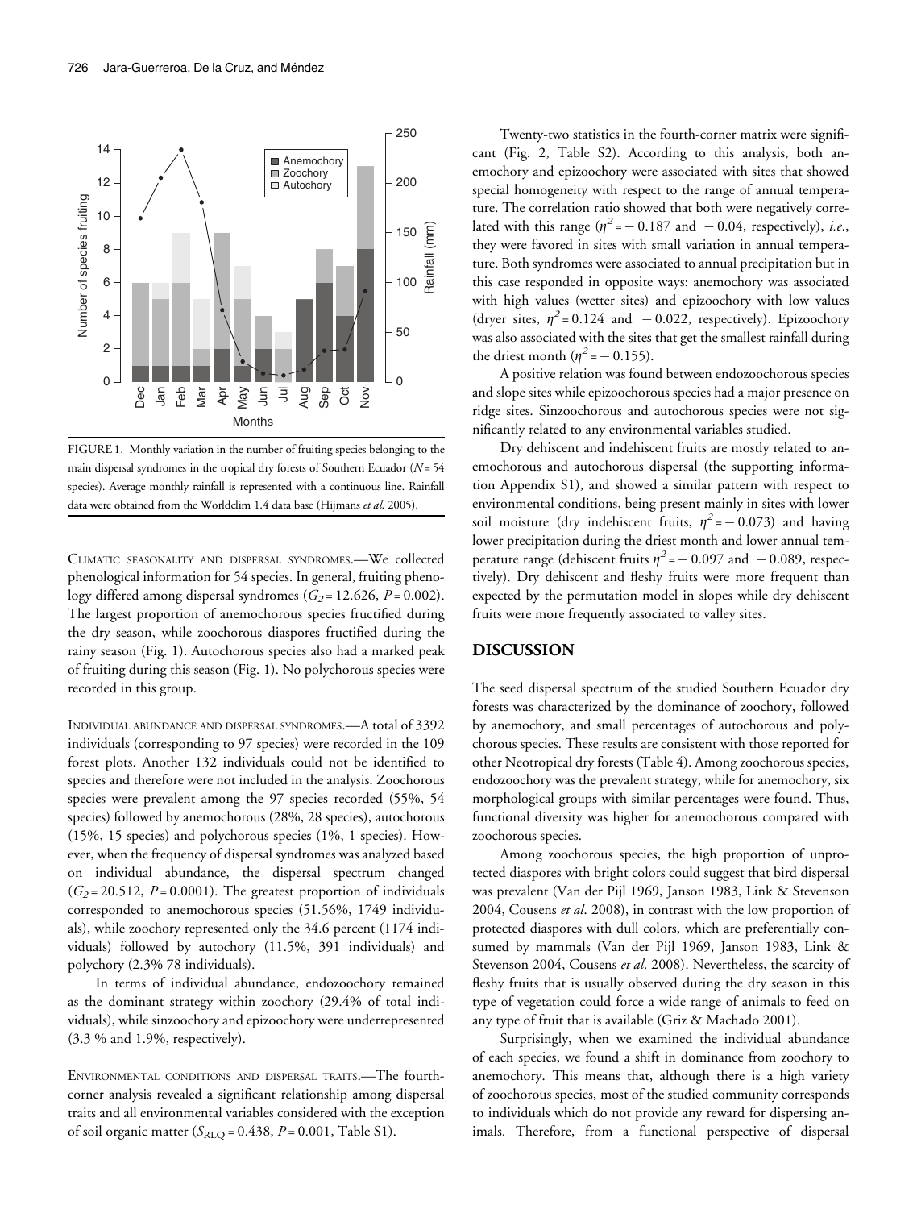FIGURE 1. Monthly variation in the number of fruiting species belonging to the main dispersal syndromes in the tropical dry forests of Southern Ecuador ($N$ = 54 species). Average monthly rainfall is represented with a continuous line. Rainfall data were obtained from the Worldclim 1.4 data base (Hijmans *et al.* 2005).

CLIMATIC SEASONALITY AND DISPERSAL SYNDROMES.—We collected phenological information for 54 species. In general, fruiting phenology differed among dispersal syndromes ($G_2$ = 12.626, $P$ = 0.002). The largest proportion of anemochorous species fructified during the dry season, while zoochorous diaspores fructified during the rainy season (Fig. 1). Autochorous species also had a marked peak of fruiting during this season (Fig. 1). No polychorous species were recorded in this group.

INDIVIDUAL ABUNDANCE AND DISPERSAL SYNDROMES.—A total of 3392 individuals (corresponding to 97 species) were recorded in the 109 forest plots. Another 132 individuals could not be identified to species and therefore were not included in the analysis. Zoochorous species were prevalent among the 97 species recorded (55%, 54 species) followed by anemochorous (28%, 28 species), autochorous (15%, 15 species) and polychorous species (1%, 1 species). However, when the frequency of dispersal syndromes was analyzed based on individual abundance, the dispersal spectrum changed ($G_2$ = 20.512, $P$ = 0.0001). The greatest proportion of individuals corresponded to anemochorous species (51.56%, 1749 individuals), while zoochory represented only the 34.6 percent (1174 individuals) followed by autochory (11.5%, 391 individuals) and polychory (2.3% 78 individuals).

In terms of individual abundance, endozoochory remained as the dominant strategy within zoochory (29.4% of total individuals), while sinzoochory and epizoochory were underrepresented (3.3 % and 1.9%, respectively).

ENVIRONMENTAL CONDITIONS AND DISPERSAL TRAITS.—The fourth-corner analysis revealed a significant relationship among dispersal traits and all environmental variables considered with the exception of soil organic matter ($S_{RLQ}$ = 0.438, $P$ = 0.001, Table S1).

Twenty-two statistics in the fourth-corner matrix were significant (Fig. 2, Table S2). According to this analysis, both anemochory and epizoochory were associated with sites that showed special homogeneity with respect to the range of annual temperature. The correlation ratio showed that both were negatively correlated with this range ($\eta^2 = -0.187$ and $-0.04$, respectively), *i.e.*, they were favored in sites with small variation in annual temperature. Both syndromes were associated to annual precipitation but in this case responded in opposite ways: anemochory was associated with high values (wetter sites) and epizoochory with low values (dryer sites, $\eta^2 = 0.124$ and $-0.022$, respectively). Epizoochory was also associated with the sites that get the smallest rainfall during the driest month ($\eta^2 = -0.155$).

A positive relation was found between endozoochorous species and slope sites while epizoochorous species had a major presence on ridge sites. Sinzoochorous and autochorous species were not significantly related to any environmental variables studied.

Dry dehiscent and indehiscent fruits are mostly related to anemochorous and autochorous dispersal (the supporting information Appendix S1), and showed a similar pattern with respect to environmental conditions, being present mainly in sites with lower soil moisture (dry indehiscent fruits, $\eta^2 = -0.073$) and having lower precipitation during the driest month and lower annual temperature range (dehiscent fruits $\eta^2 = -0.097$ and $-0.089$, respectively). Dry dehiscent and fleshy fruits were more frequent than expected by the permutation model in slopes while dry dehiscent fruits were more frequently associated to valley sites.

## DISCUSSION

The seed dispersal spectrum of the studied Southern Ecuador dry forests was characterized by the dominance of zoochory, followed by anemochory, and small percentages of autochorous and polychorous species. These results are consistent with those reported for other Neotropical dry forests (Table 4). Among zoochorous species, endozoochory was the prevalent strategy, while for anemochory, six morphological groups with similar percentages were found. Thus, functional diversity was higher for anemochorous compared with zoochorous species.

Among zoochorous species, the high proportion of unprotected diaspores with bright colors could suggest that bird dispersal was prevalent (Van der Pijl 1969, Janson 1983, Link & Stevenson 2004, Cousens *et al.* 2008), in contrast with the low proportion of protected diaspores with dull colors, which are preferentially consumed by mammals (Van der Pijl 1969, Janson 1983, Link & Stevenson 2004, Cousens *et al.* 2008). Nevertheless, the scarcity of fleshy fruits that is usually observed during the dry season in this type of vegetation could force a wide range of animals to feed on any type of fruit that is available (Griz & Machado 2001).

Surprisingly, when we examined the individual abundance of each species, we found a shift in dominance from zoochory to anemochory. This means that, although there is a high variety of zoochorous species, most of the studied community corresponds to individuals which do not provide any reward for dispersing animals. Therefore, from a functional perspective of dispersal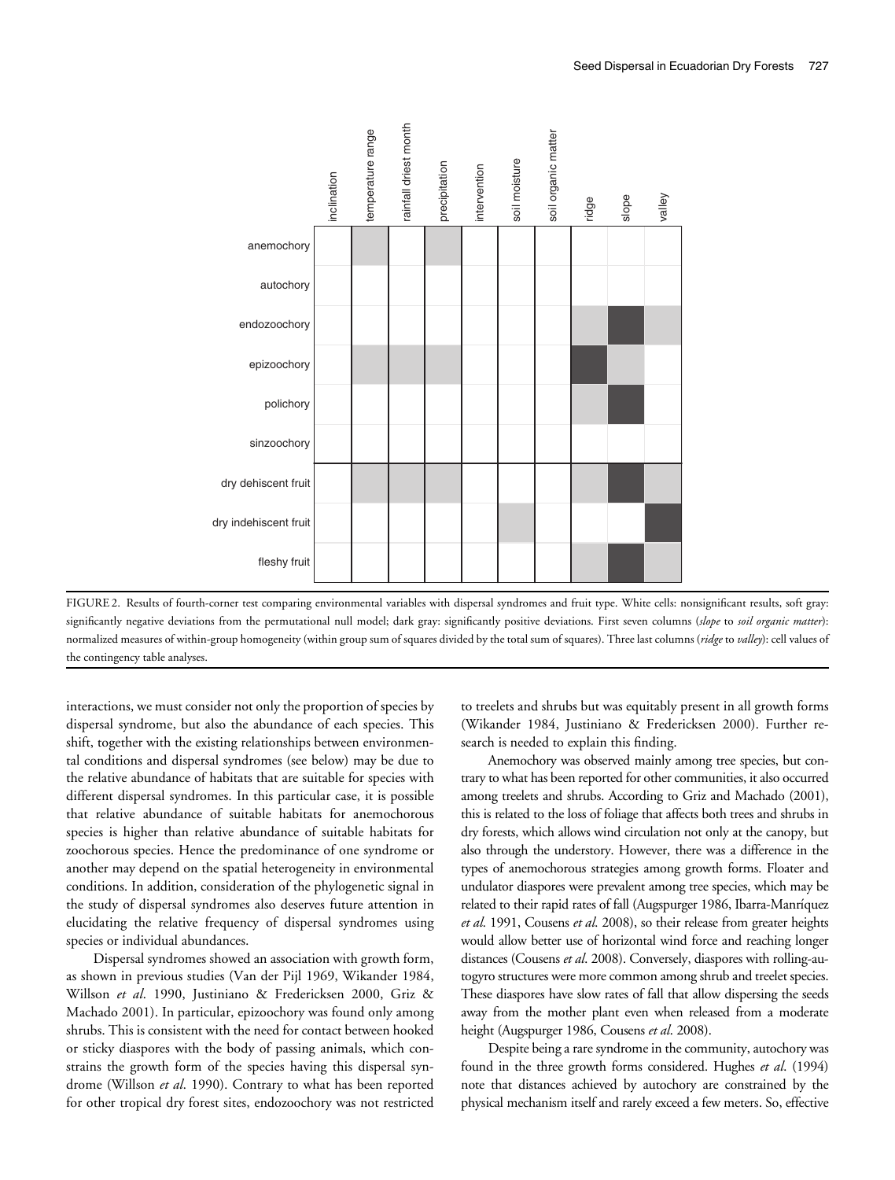inclination
temperature range
rainfall driest month
precipitation
intervention
soil moisture
soil organic matter
ridge
slope
valley

anemochory
autochory
endozoochory
epizoochory
polichory
sinzoochory
dry dehiscent fruit
dry indehiscent fruit
fleshy fruit

FIGURE 2. Results of fourth-corner test comparing environmental variables with dispersal syndromes and fruit type. White cells: nonsignificant results, soft gray: significantly negative deviations from the permutational null model; dark gray: significantly positive deviations. First seven columns (*slope* to *soil organic matter*): normalized measures of within-group homogeneity (within group sum of squares divided by the total sum of squares). Three last columns (*ridge* to *valley*): cell values of the contingency table analyses.

interactions, we must consider not only the proportion of species by dispersal syndrome, but also the abundance of each species. This shift, together with the existing relationships between environmental conditions and dispersal syndromes (see below) may be due to the relative abundance of habitats that are suitable for species with different dispersal syndromes. In this particular case, it is possible that relative abundance of suitable habitats for anemochorous species is higher than relative abundance of suitable habitats for zoochorous species. Hence the predominance of one syndrome or another may depend on the spatial heterogeneity in environmental conditions. In addition, consideration of the phylogenetic signal in the study of dispersal syndromes also deserves future attention in elucidating the relative frequency of dispersal syndromes using species or individual abundances.

Dispersal syndromes showed an association with growth form, as shown in previous studies (Van der Pijl 1969, Wikander 1984, Willson *et al*. 1990, Justiniano & Fredericksen 2000, Griz & Machado 2001). In particular, epizoochory was found only among shrubs. This is consistent with the need for contact between hooked or sticky diaspores with the body of passing animals, which constrains the growth form of the species having this dispersal syndrome (Willson *et al*. 1990). Contrary to what has been reported for other tropical dry forest sites, endozoochory was not restricted to treelets and shrubs but was equitably present in all growth forms (Wikander 1984, Justiniano & Fredericksen 2000). Further research is needed to explain this finding.

Anemochory was observed mainly among tree species, but contrary to what has been reported for other communities, it also occurred among treelets and shrubs. According to Griz and Machado (2001), this is related to the loss of foliage that affects both trees and shrubs in dry forests, which allows wind circulation not only at the canopy, but also through the understory. However, there was a difference in the types of anemochorous strategies among growth forms. Floater and undulator diaspores were prevalent among tree species, which may be related to their rapid rates of fall (Augspurger 1986, Ibarra-Manríquez *et al*. 1991, Cousens *et al*. 2008), so their release from greater heights would allow better use of horizontal wind force and reaching longer distances (Cousens *et al*. 2008). Conversely, diaspores with rolling-autogyro structures were more common among shrub and treelet species. These diaspores have slow rates of fall that allow dispersing the seeds away from the mother plant even when released from a moderate height (Augspurger 1986, Cousens *et al*. 2008).

Despite being a rare syndrome in the community, autochory was found in the three growth forms considered. Hughes *et al*. (1994) note that distances achieved by autochory are constrained by the physical mechanism itself and rarely exceed a few meters. So, effective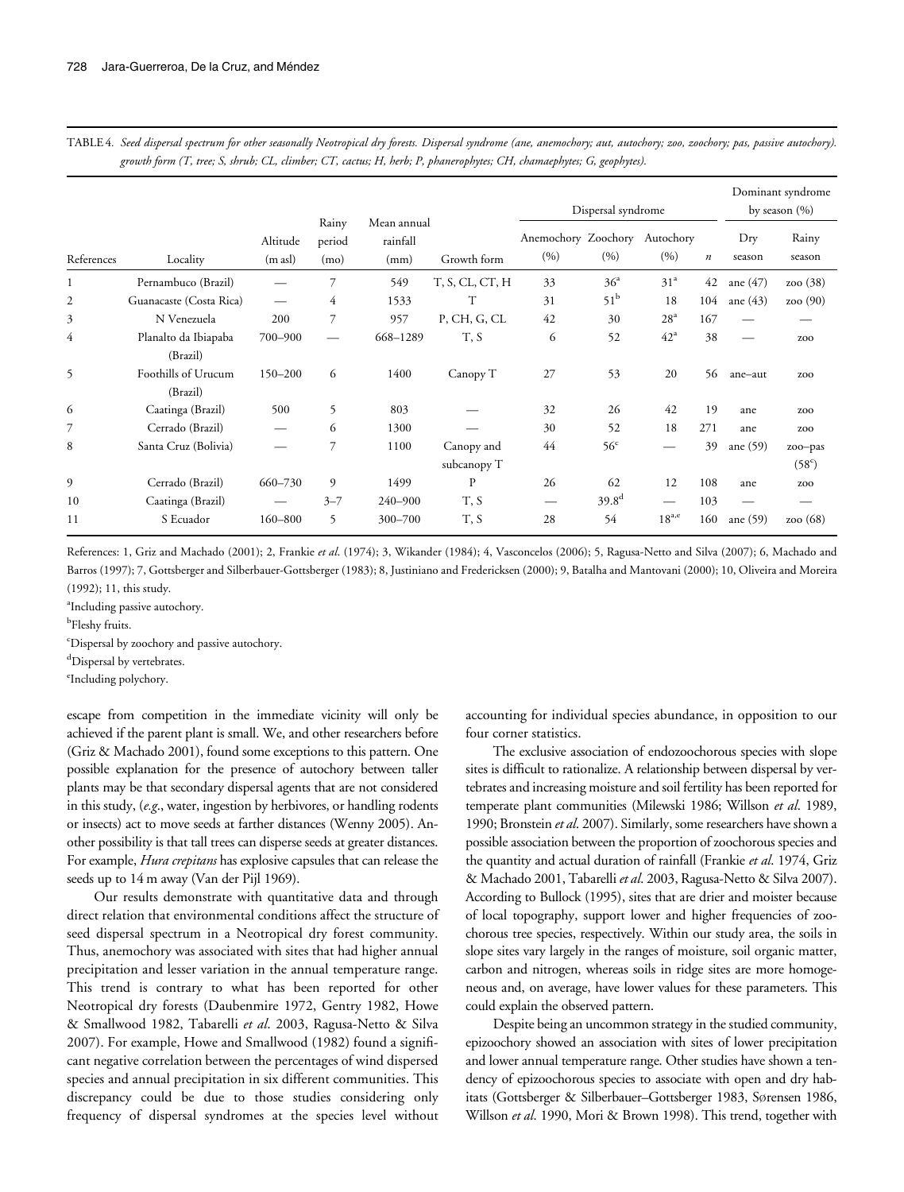TABLE 4. *Seed dispersal spectrum for other seasonally Neotropical dry forests. Dispersal syndrome (ane, anemochory; aut, autochory; zoo, zoochory; pas, passive autochory). growth form (T, tree; S, shrub; CL, climber; CT, cactus; H, herb; P, phanerophytes; CH, chamaephytes; G, geophytes).*

| | | | | | | Dispersal syndrome | | | | Dominant syndrome by season (%) | |
|---|---|---|---|---|---|---|---|---|---|---|---|
| References | Locality | Altitude (m asl) | Rainy period (mo) | Mean annual rainfall (mm) | Growth form | Anemochory (%) | Zoochory (%) | Autochory (%) | $n$ | Dry season | Rainy season |
| 1 | Pernambuco (Brazil) | — | 7 | 549 | T, S, CL, CT, H | 33 | 36[a] | 31[a] | 42 | ane (47) | zoo (38) |
| 2 | Guanacaste (Costa Rica) | — | 4 | 1533 | T | 31 | 51[b] | 18 | 104 | ane (43) | zoo (90) |
| 3 | N Venezuela | 200 | 7 | 957 | P, CH, G, CL | 42 | 30 | 28[a] | 167 | — | — |
| 4 | Planalto da Ibiapaba (Brazil) | 700–900 | — | 668–1289 | T, S | 6 | 52 | 42[a] | 38 | — | zoo |
| 5 | Foothills of Urucum (Brazil) | 150–200 | 6 | 1400 | Canopy T | 27 | 53 | 20 | 56 | ane–aut | zoo |
| 6 | Caatinga (Brazil) | 500 | 5 | 803 | — | 32 | 26 | 42 | 19 | ane | zoo |
| 7 | Cerrado (Brazil) | — | 6 | 1300 | — | 30 | 52 | 18 | 271 | ane | zoo |
| 8 | Santa Cruz (Bolivia) | — | 7 | 1100 | Canopy and subcanopy T | 44 | 56[c] | — | 39 | ane (59) | zoo–pas (58[c]) |
| 9 | Cerrado (Brazil) | 660–730 | 9 | 1499 | P | 26 | 62 | 12 | 108 | ane | zoo |
| 10 | Caatinga (Brazil) | — | 3–7 | 240–900 | T, S | — | 39.8[d] | — | 103 | — | — |
| 11 | S Ecuador | 160–800 | 5 | 300–700 | T, S | 28 | 54 | 18[a,e] | 160 | ane (59) | zoo (68) |

References: 1, Griz and Machado (2001); 2, Frankie *et al*. (1974); 3, Wikander (1984); 4, Vasconcelos (2006); 5, Ragusa-Netto and Silva (2007); 6, Machado and Barros (1997); 7, Gottsberger and Silberbauer-Gottsberger (1983); 8, Justiniano and Fredericksen (2000); 9, Batalha and Mantovani (2000); 10, Oliveira and Moreira (1992); 11, this study.

[a]Including passive autochory.

[b]Fleshy fruits.

[c]Dispersal by zoochory and passive autochory.

[d]Dispersal by vertebrates.

[e]Including polychory.

escape from competition in the immediate vicinity will only be achieved if the parent plant is small. We, and other researchers before (Griz & Machado 2001), found some exceptions to this pattern. One possible explanation for the presence of autochory between taller plants may be that secondary dispersal agents that are not considered in this study, (*e.g*., water, ingestion by herbivores, or handling rodents or insects) act to move seeds at farther distances (Wenny 2005). Another possibility is that tall trees can disperse seeds at greater distances. For example, *Hura crepitans* has explosive capsules that can release the seeds up to 14 m away (Van der Pijl 1969).

Our results demonstrate with quantitative data and through direct relation that environmental conditions affect the structure of seed dispersal spectrum in a Neotropical dry forest community. Thus, anemochory was associated with sites that had higher annual precipitation and lesser variation in the annual temperature range. This trend is contrary to what has been reported for other Neotropical dry forests (Daubenmire 1972, Gentry 1982, Howe & Smallwood 1982, Tabarelli *et al*. 2003, Ragusa-Netto & Silva 2007). For example, Howe and Smallwood (1982) found a significant negative correlation between the percentages of wind dispersed species and annual precipitation in six different communities. This discrepancy could be due to those studies considering only frequency of dispersal syndromes at the species level without accounting for individual species abundance, in opposition to our four corner statistics.

The exclusive association of endozoochorous species with slope sites is difficult to rationalize. A relationship between dispersal by vertebrates and increasing moisture and soil fertility has been reported for temperate plant communities (Milewski 1986; Willson *et al*. 1989, 1990; Bronstein *et al*. 2007). Similarly, some researchers have shown a possible association between the proportion of zoochorous species and the quantity and actual duration of rainfall (Frankie *et al*. 1974, Griz & Machado 2001, Tabarelli *et al*. 2003, Ragusa-Netto & Silva 2007). According to Bullock (1995), sites that are drier and moister because of local topography, support lower and higher frequencies of zoochorous tree species, respectively. Within our study area, the soils in slope sites vary largely in the ranges of moisture, soil organic matter, carbon and nitrogen, whereas soils in ridge sites are more homogeneous and, on average, have lower values for these parameters. This could explain the observed pattern.

Despite being an uncommon strategy in the studied community, epizoochory showed an association with sites of lower precipitation and lower annual temperature range. Other studies have shown a tendency of epizoochorous species to associate with open and dry habitats (Gottsberger & Silberbauer–Gottsberger 1983, Sørensen 1986, Willson *et al*. 1990, Mori & Brown 1998). This trend, together with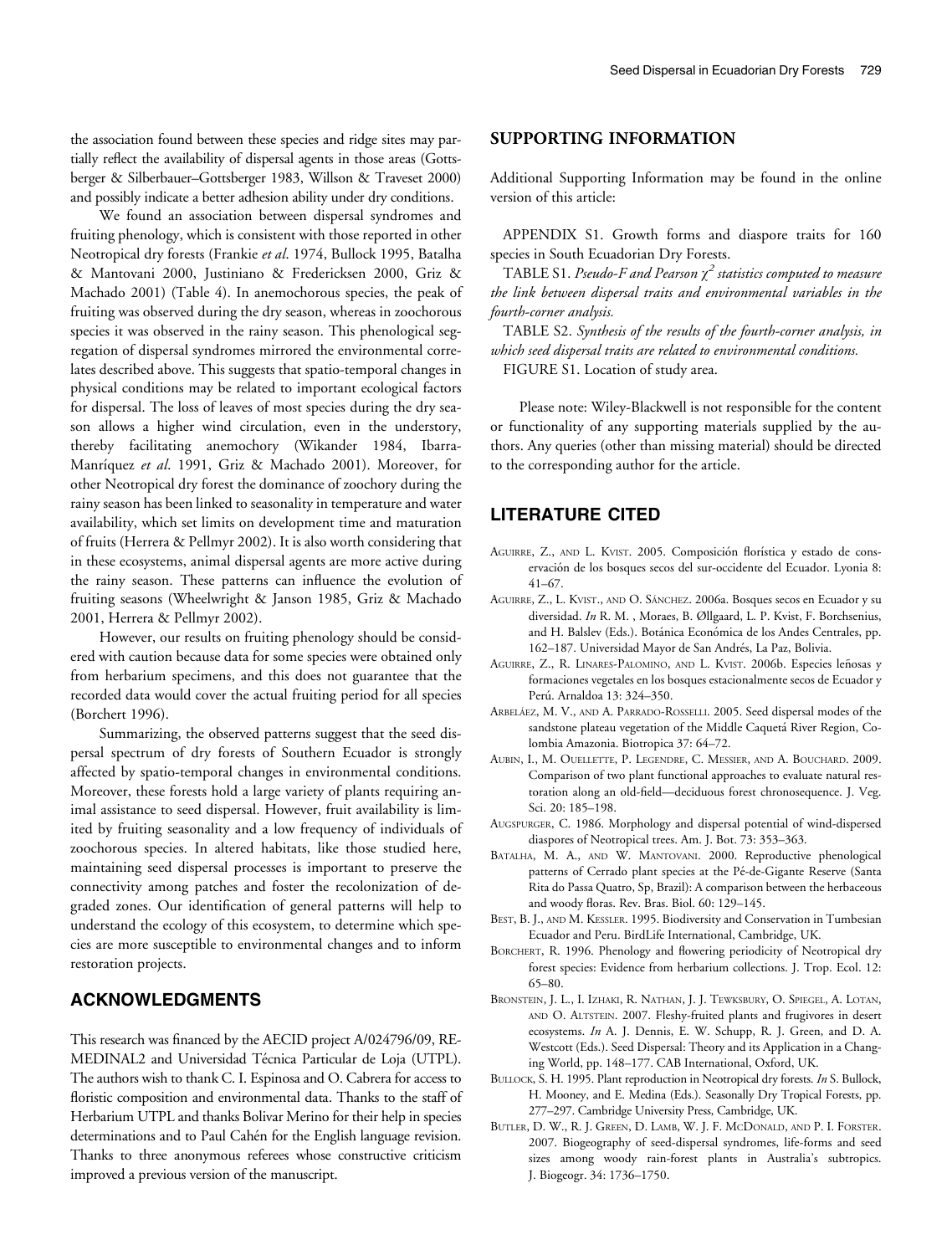the association found between these species and ridge sites may partially reflect the availability of dispersal agents in those areas (Gottsberger & Silberbauer–Gottsberger 1983, Willson & Traveset 2000) and possibly indicate a better adhesion ability under dry conditions.

We found an association between dispersal syndromes and fruiting phenology, which is consistent with those reported in other Neotropical dry forests (Frankie *et al*. 1974, Bullock 1995, Batalha & Mantovani 2000, Justiniano & Fredericksen 2000, Griz & Machado 2001) (Table 4). In anemochorous species, the peak of fruiting was observed during the dry season, whereas in zoochorous species it was observed in the rainy season. This phenological segregation of dispersal syndromes mirrored the environmental correlates described above. This suggests that spatio-temporal changes in physical conditions may be related to important ecological factors for dispersal. The loss of leaves of most species during the dry season allows a higher wind circulation, even in the understory, thereby facilitating anemochory (Wikander 1984, Ibarra-Manríquez *et al*. 1991, Griz & Machado 2001). Moreover, for other Neotropical dry forest the dominance of zoochory during the rainy season has been linked to seasonality in temperature and water availability, which set limits on development time and maturation of fruits (Herrera & Pellmyr 2002). It is also worth considering that in these ecosystems, animal dispersal agents are more active during the rainy season. These patterns can influence the evolution of fruiting seasons (Wheelwright & Janson 1985, Griz & Machado 2001, Herrera & Pellmyr 2002).

However, our results on fruiting phenology should be considered with caution because data for some species were obtained only from herbarium specimens, and this does not guarantee that the recorded data would cover the actual fruiting period for all species (Borchert 1996).

Summarizing, the observed patterns suggest that the seed dispersal spectrum of dry forests of Southern Ecuador is strongly affected by spatio-temporal changes in environmental conditions. Moreover, these forests hold a large variety of plants requiring animal assistance to seed dispersal. However, fruit availability is limited by fruiting seasonality and a low frequency of individuals of zoochorous species. In altered habitats, like those studied here, maintaining seed dispersal processes is important to preserve the connectivity among patches and foster the recolonization of degraded zones. Our identification of general patterns will help to understand the ecology of this ecosystem, to determine which species are more susceptible to environmental changes and to inform restoration projects.

## ACKNOWLEDGMENTS

This research was financed by the AECID project A/024796/09, REMEDINAL2 and Universidad Técnica Particular de Loja (UTPL). The authors wish to thank C. I. Espinosa and O. Cabrera for access to floristic composition and environmental data. Thanks to the staff of Herbarium UTPL and thanks Bolivar Merino for their help in species determinations and to Paul Cahén for the English language revision. Thanks to three anonymous referees whose constructive criticism improved a previous version of the manuscript.

## SUPPORTING INFORMATION

Additional Supporting Information may be found in the online version of this article:

APPENDIX S1. Growth forms and diaspore traits for 160 species in South Ecuadorian Dry Forests.

TABLE S1. *Pseudo-F and Pearson $\chi^2$ statistics computed to measure the link between dispersal traits and environmental variables in the fourth-corner analysis.*

TABLE S2. *Synthesis of the results of the fourth-corner analysis, in which seed dispersal traits are related to environmental conditions.*

FIGURE S1. Location of study area.

Please note: Wiley-Blackwell is not responsible for the content or functionality of any supporting materials supplied by the authors. Any queries (other than missing material) should be directed to the corresponding author for the article.

## LITERATURE CITED

Aguirre, Z., and L. Kvist. 2005. Composición florística y estado de conservación de los bosques secos del sur-occidente del Ecuador. Lyonia 8: 41–67.

Aguirre, Z., L. Kvist, and O. Sánchez. 2006a. Bosques secos en Ecuador y su diversidad. *In* R. M. , Moraes, B. Øllgaard, L. P. Kvist, F. Borchsenius, and H. Balslev (Eds.). Botánica Económica de los Andes Centrales, pp. 162–187. Universidad Mayor de San Andrés, La Paz, Bolivia.

Aguirre, Z., R. Linares-Palomino, and L. Kvist. 2006b. Especies leñosas y formaciones vegetales en los bosques estacionalmente secos de Ecuador y Perú. Arnaldoa 13: 324–350.

Arbeláez, M. V., and A. Parrado-Rosselli. 2005. Seed dispersal modes of the sandstone plateau vegetation of the Middle Caquetá River Region, Colombia Amazonia. Biotropica 37: 64–72.

Aubin, I., M. Ouellette, P. Legendre, C. Messier, and A. Bouchard. 2009. Comparison of two plant functional approaches to evaluate natural restoration along an old-field—deciduous forest chronosequence. J. Veg. Sci. 20: 185–198.

Augspurger, C. 1986. Morphology and dispersal potential of wind-dispersed diaspores of Neotropical trees. Am. J. Bot. 73: 353–363.

Batalha, M. A., and W. Mantovani. 2000. Reproductive phenological patterns of Cerrado plant species at the Pé-de-Gigante Reserve (Santa Rita do Passa Quatro, Sp, Brazil): A comparison between the herbaceous and woody floras. Rev. Bras. Biol. 60: 129–145.

Best, B. J., and M. Kessler. 1995. Biodiversity and Conservation in Tumbesian Ecuador and Peru. BirdLife International, Cambridge, UK.

Borchert, R. 1996. Phenology and flowering periodicity of Neotropical dry forest species: Evidence from herbarium collections. J. Trop. Ecol. 12: 65–80.

Bronstein, J. L., I. Izhaki, R. Nathan, J. J. Tewksbury, O. Spiegel, A. Lotan, and O. Altstein. 2007. Fleshy-fruited plants and frugivores in desert ecosystems. *In* A. J. Dennis, E. W. Schupp, R. J. Green, and D. A. Westcott (Eds.). Seed Dispersal: Theory and its Application in a Changing World, pp. 148–177. CAB International, Oxford, UK.

Bullock, S. H. 1995. Plant reproduction in Neotropical dry forests. *In* S. Bullock, H. Mooney, and E. Medina (Eds.). Seasonally Dry Tropical Forests, pp. 277–297. Cambridge University Press, Cambridge, UK.

Butler, D. W., R. J. Green, D. Lamb, W. J. F. McDonald, and P. I. Forster. 2007. Biogeography of seed-dispersal syndromes, life-forms and seed sizes among woody rain-forest plants in Australia's subtropics. J. Biogeogr. 34: 1736–1750.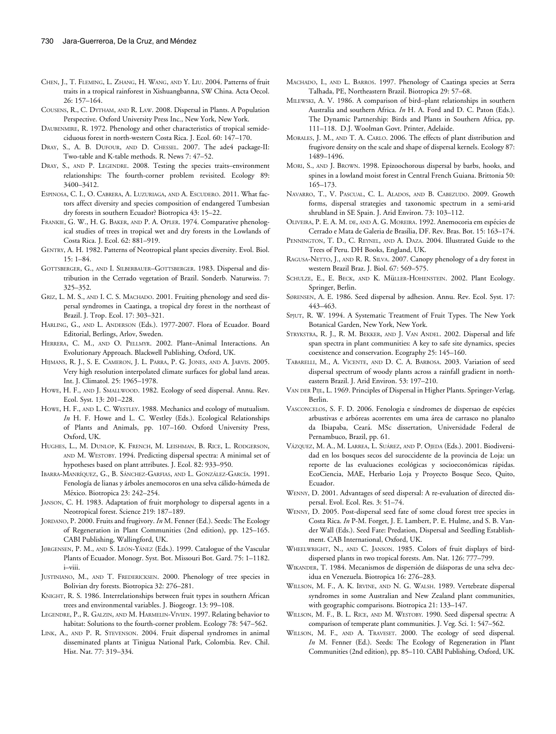Chen, J., T. Fleming, L. Zhang, H. Wang, and Y. Liu. 2004. Patterns of fruit traits in a tropical rainforest in Xishuangbanna, SW China. Acta Oecol. 26: 157–164.

Cousens, R., C. Dytham, and R. Law. 2008. Dispersal in Plants. A Population Perspective. Oxford University Press Inc., New York, New York.

Daubenmire, R. 1972. Phenology and other characteristics of tropical semideciduous forest in north-western Costa Rica. J. Ecol. 60: 147–170.

Dray, S., A. B. Dufour, and D. Chessel. 2007. The ade4 package-II: Two-table and K-table methods. R. News 7: 47–52.

Dray, S., and P. Legendre. 2008. Testing the species traits–environment relationships: The fourth-corner problem revisited. Ecology 89: 3400–3412.

Espinosa, C. I., O. Cabrera, A. Luzuriaga, and A. Escudero. 2011. What factors affect diversity and species composition of endangered Tumbesian dry forests in southern Ecuador? Biotropica 43: 15–22.

Frankie, G. W., H. G. Baker, and P. A. Opler. 1974. Comparative phenological studies of trees in tropical wet and dry forests in the Lowlands of Costa Rica. J. Ecol. 62: 881–919.

Gentry, A. H. 1982. Patterns of Neotropical plant species diversity. Evol. Biol. 15: 1–84.

Gottsberger, G., and I. Silberbauer–Gottsberger. 1983. Dispersal and distribution in the Cerrado vegetation of Brazil. Sonderb. Naturwiss. 7: 325–352.

Griz, L. M. S., and I. C. S. Machado. 2001. Fruiting phenology and seed dispersal syndromes in Caatinga, a tropical dry forest in the northeast of Brazil. J. Trop. Ecol. 17: 303–321.

Harling, G., and L. Anderson (Eds.). 1977-2007. Flora of Ecuador. Board Editorial, Berlings, Arlov, Sweden.

Herrera, C. M., and O. Pellmyr. 2002. Plant–Animal Interactions. An Evolutionary Approach. Blackwell Publishing, Oxford, UK.

Hijmans, R. J., S. E. Cameron, J. L. Parra, P. G. Jones, and A. Jarvis. 2005. Very high resolution interpolated climate surfaces for global land areas. Int. J. Climatol. 25: 1965–1978.

Howe, H. F., and J. Smallwood. 1982. Ecology of seed dispersal. Annu. Rev. Ecol. Syst. 13: 201–228.

Howe, H. F., and L. C. Westley. 1988. Mechanics and ecology of mutualism. *In* H. F. Howe and L. C. Westley (Eds.). Ecological Relationships of Plants and Animals, pp. 107–160. Oxford University Press, Oxford, UK.

Hughes, L., M. Dunlop, K. French, M. Leishman, B. Rice, L. Rodgerson, and M. Westoby. 1994. Predicting dispersal spectra: A minimal set of hypotheses based on plant attributes. J. Ecol. 82: 933–950.

Ibarra-Manríquez, G., B. Sánchez-Garfias, and L. González-García. 1991. Fenología de lianas y árboles anemocoros en una selva cálido-húmeda de México. Biotropica 23: 242–254.

Janson, C. H. 1983. Adaptation of fruit morphology to dispersal agents in a Neotropical forest. Science 219: 187–189.

Jordano, P. 2000. Fruits and frugivory. *In* M. Fenner (Ed.). Seeds: The Ecology of Regeneration in Plant Communities (2nd edition), pp. 125–165. CABI Publishing, Wallingford, UK.

Jørgensen, P. M., and S. León-Yánez (Eds.). 1999. Catalogue of the Vascular Plants of Ecuador. Monogr. Syst. Bot. Missouri Bot. Gard. 75: 1–1182. i–viii.

Justiniano, M., and T. Fredericksen. 2000. Phenology of tree species in Bolivian dry forests. Biotropica 32: 276–281.

Knight, R. S. 1986. Interrelationships between fruit types in southern African trees and environmental variables. J. Biogeogr. 13: 99–108.

Legendre, P., R. Galzin, and M. Harmelin-Vivien. 1997. Relating behavior to habitat: Solutions to the fourth-corner problem. Ecology 78: 547–562.

Link, A., and P. R. Stevenson. 2004. Fruit dispersal syndromes in animal disseminated plants at Tinigua National Park, Colombia. Rev. Chil. Hist. Nat. 77: 319–334.

Machado, I., and L. Barros. 1997. Phenology of Caatinga species at Serra Talhada, PE, Northeastern Brazil. Biotropica 29: 57–68.

Milewski, A. V. 1986. A comparison of bird–plant relationships in southern Australia and southern Africa. *In* H. A. Ford and D. C. Paton (Eds.). The Dynamic Partnership: Birds and Plants in Southern Africa, pp. 111–118. D.J. Woolman Govt. Printer, Adelaide.

Morales, J. M., and T. A. Carlo. 2006. The effects of plant distribution and frugivore density on the scale and shape of dispersal kernels. Ecology 87: 1489–1496.

Mori, S., and J. Brown. 1998. Epizoochorous dispersal by barbs, hooks, and spines in a lowland moist forest in Central French Guiana. Brittonia 50: 165–173.

Navarro, T., V. Pascual, C. L. Alados, and B. Cabezudo. 2009. Growth forms, dispersal strategies and taxonomic spectrum in a semi-arid shrubland in SE Spain. J. Arid Environ. 73: 103–112.

Oliveira, P. E. A. M. de, and A. G. Moreira. 1992. Anemocoria em espécies de Cerrado e Mata de Galeria de Brasília, DF. Rev. Bras. Bot. 15: 163–174.

Pennington, T. D., C. Reynel, and A. Daza. 2004. Illustrated Guide to the Trees of Peru. DH Books, England, UK.

Ragusa-Netto, J., and R. R. Silva. 2007. Canopy phenology of a dry forest in western Brazil Braz. J. Biol. 67: 569–575.

Schulze, E., E. Beck, and K. Müller-Hohenstein. 2002. Plant Ecology. Springer, Berlin.

Sørensen, A. E. 1986. Seed dispersal by adhesion. Annu. Rev. Ecol. Syst. 17: 443–463.

Spjut, R. W. 1994. A Systematic Treatment of Fruit Types. The New York Botanical Garden, New York, New York.

Strykstra, R. J., R. M. Bekker, and J. Van Andel. 2002. Dispersal and life span spectra in plant communities: A key to safe site dynamics, species coexistence and conservation. Ecography 25: 145–160.

Tabarelli, M., A. Vicente, and D. C. A. Barbosa. 2003. Variation of seed dispersal spectrum of woody plants across a rainfall gradient in northeastern Brazil. J. Arid Environ. 53: 197–210.

Van der Pijl, L. 1969. Principles of Dispersal in Higher Plants. Springer-Verlag, Berlin.

Vasconcelos, S. F. D. 2006. Fenologia e síndromes de dispersao de espécies arbustivas e arbóreas acorrentes em uma área de carrasco no planalto da Ibiapaba, Ceará. MSc dissertation, Universidade Federal de Pernambuco, Brazil, pp. 61.

Vázquez, M. A., M. Larrea, L. Suárez, and P. Ojeda (Eds.). 2001. Biodiversidad en los bosques secos del suroccidente de la provincia de Loja: un reporte de las evaluaciones ecológicas y socioeconómicas rápidas. EcoCiencia, MAE, Herbario Loja y Proyecto Bosque Seco, Quito, Ecuador.

Wenny, D. 2001. Advantages of seed dispersal: A re-evaluation of directed dispersal. Evol. Ecol. Res. 3: 51–74.

Wenny, D. 2005. Post-dispersal seed fate of some cloud forest tree species in Costa Rica. *In* P-M. Forget, J. E. Lambert, P. E. Hulme, and S. B. Vander Wall (Eds.). Seed Fate: Predation, Dispersal and Seedling Establishment. CAB International, Oxford, UK.

Wheelwright, N., and C. Janson. 1985. Colors of fruit displays of bird-dispersed plants in two tropical forests. Am. Nat. 126: 777–799.

Wikander, T. 1984. Mecanismos de dispersión de diásporas de una selva decidua en Venezuela. Biotropica 16: 276–283.

Willson, M. F., A. K. Irvine, and N. G. Walsh. 1989. Vertebrate dispersal syndromes in some Australian and New Zealand plant communities, with geographic comparisons. Biotropica 21: 133–147.

Willson, M. F., B. L. Rice, and M. Westoby. 1990. Seed dispersal spectra: A comparison of temperate plant communities. J. Veg. Sci. 1: 547–562.

Willson, M. F., and A. Traveset. 2000. The ecology of seed dispersal. *In* M. Fenner (Ed.). Seeds: The Ecology of Regeneration in Plant Communities (2nd edition), pp. 85–110. CABI Publishing, Oxford, UK.